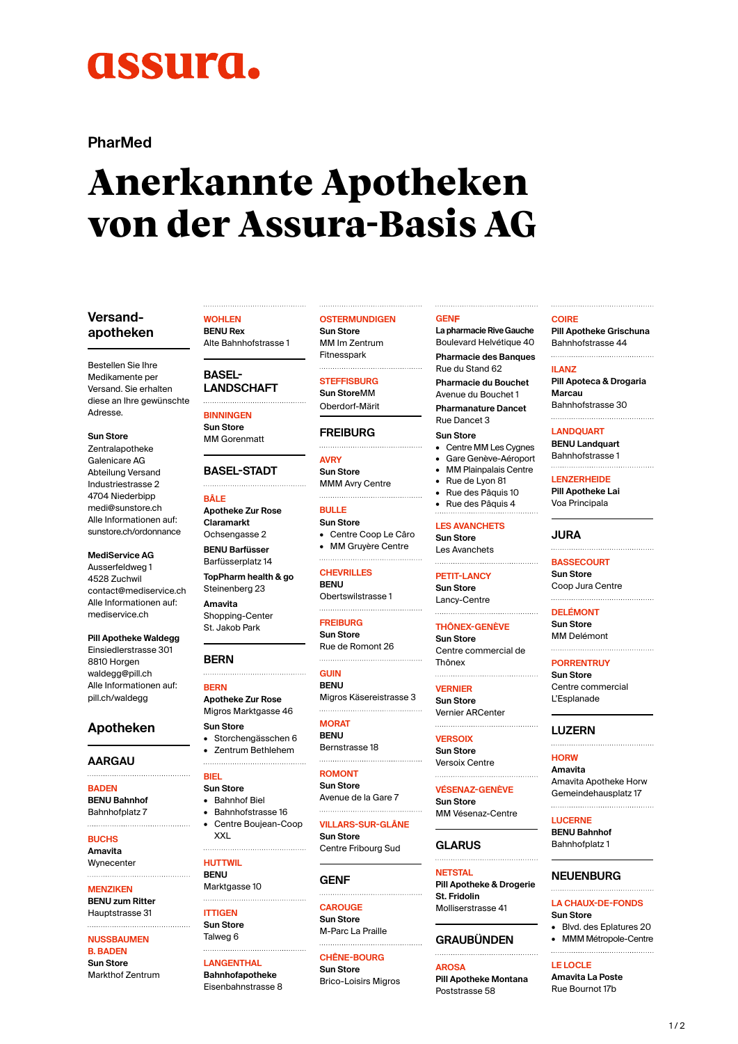assura.

PharMed

# Anerkannte Apotheken von der Assura-Basis AG

## Versand-apotheken

Bestellen Sie Ihre Medikamente per Versand. Sie erhalten diese an Ihre gewünschte Adresse.

**Sun Store**
Zentralapotheke
Galenicare AG
Abteilung Versand
Industriestrasse 2
4704 Niederbipp
medi@sunstore.ch
Alle Informationen auf:
sunstore.ch/ordonnance

**MediService AG**
Ausserfeldweg 1
4528 Zuchwil
contact@mediservice.ch
Alle Informationen auf:
mediservice.ch

**Pill Apotheke Waldegg**
Einsiedlerstrasse 301
8810 Horgen
waldegg@pill.ch
Alle Informationen auf:
pill.ch/waldegg

## Apotheken

### AARGAU

BADEN
**BENU Bahnhof**
Bahnhofplatz 7

BUCHS
**Amavita**
Wynecenter

MENZIKEN
**BENU zum Ritter**
Hauptstrasse 31

NUSSBAUMEN B. BADEN
**Sun Store**
Markthof Zentrum

WOHLEN
**BENU Rex**
Alte Bahnhofstrasse 1

### BASEL-LANDSCHAFT

BINNINGEN
**Sun Store**
MM Gorenmatt

### BASEL-STADT

BÂLE
**Apotheke Zur Rose Claramarkt**
Ochsengasse 2

**BENU Barfüsser**
Barfüsserplatz 14

**TopPharm health & go**
Steinenberg 23

**Amavita**
Shopping-Center
St. Jakob Park

### BERN

BERN
**Apotheke Zur Rose**
Migros Marktgasse 46

**Sun Store**
- Storchengässchen 6
- Zentrum Bethlehem

BIEL
**Sun Store**
- Bahnhof Biel
- Bahnhofstrasse 16
- Centre Boujean-Coop XXL

HUTTWIL
**BENU**
Marktgasse 10

ITTIGEN
**Sun Store**
Talweg 6

LANGENTHAL
**Bahnhofapotheke**
Eisenbahnstrasse 8

OSTERMUNDIGEN
**Sun Store**
MM Im Zentrum
Fitnesspark

STEFFISBURG
**Sun StoreMM**
Oberdorf-Märit

### FREIBURG

AVRY
**Sun Store**
MMM Avry Centre

BULLE
**Sun Store**
- Centre Coop Le Câro
- MM Gruyère Centre

CHEVRILLES
**BENU**
Obertswilstrasse 1

FREIBURG
**Sun Store**
Rue de Romont 26

GUIN
**BENU**
Migros Käsereistrasse 3

MORAT
**BENU**
Bernstrasse 18

ROMONT
**Sun Store**
Avenue de la Gare 7

VILLARS-SUR-GLÂNE
**Sun Store**
Centre Fribourg Sud

### GENF

CAROUGE
**Sun Store**
M-Parc La Praille

CHÊNE-BOURG
**Sun Store**
Brico-Loisirs Migros

GENF
**La pharmacie Rive Gauche**
Boulevard Helvétique 40

**Pharmacie des Banques**
Rue du Stand 62

**Pharmacie du Bouchet**
Avenue du Bouchet 1

**Pharmanature Dancet**
Rue Dancet 3

**Sun Store**
- Centre MM Les Cygnes
- Gare Genève-Aéroport
- MM Plainpalais Centre
- Rue de Lyon 81
- Rue des Pâquis 10
- Rue des Pâquis 4

LES AVANCHETS
**Sun Store**
Les Avanchets

PETIT-LANCY
**Sun Store**
Lancy-Centre

THÔNEX-GENÈVE
**Sun Store**
Centre commercial de Thônex

VERNIER
**Sun Store**
Vernier ARCenter

VERSOIX
**Sun Store**
Versoix Centre

VÉSENAZ-GENÈVE
**Sun Store**
MM Vésenaz-Centre

### GLARUS

NETSTAL
**Pill Apotheke & Drogerie St. Fridolin**
Mollisenstrasse 41

### GRAUBÜNDEN

AROSA
**Pill Apotheke Montana**
Poststrasse 58

COIRE
**Pill Apotheke Grischuna**
Bahnhofstrasse 44

ILANZ
**Pill Apoteca & Drogaria Marcau**
Bahnhofstrasse 30

LANDQUART
**BENU Landquart**
Bahnhofstrasse 1

LENZERHEIDE
**Pill Apotheke Lai**
Voa Principala

### JURA

BASSECOURT
**Sun Store**
Coop Jura Centre

DELÉMONT
**Sun Store**
MM Delémont

PORRENTRUY
**Sun Store**
Centre commercial L'Esplanade

### LUZERN

HORW
**Amavita**
Amavita Apotheke Horw
Gemeindehausplatz 17

LUCERNE
**BENU Bahnhof**
Bahnhofplatz 1

### NEUENBURG

LA CHAUX-DE-FONDS
**Sun Store**
- Blvd. des Eplatures 20
- MMM Métropole-Centre

LE LOCLE
**Amavita La Poste**
Rue Bournot 17b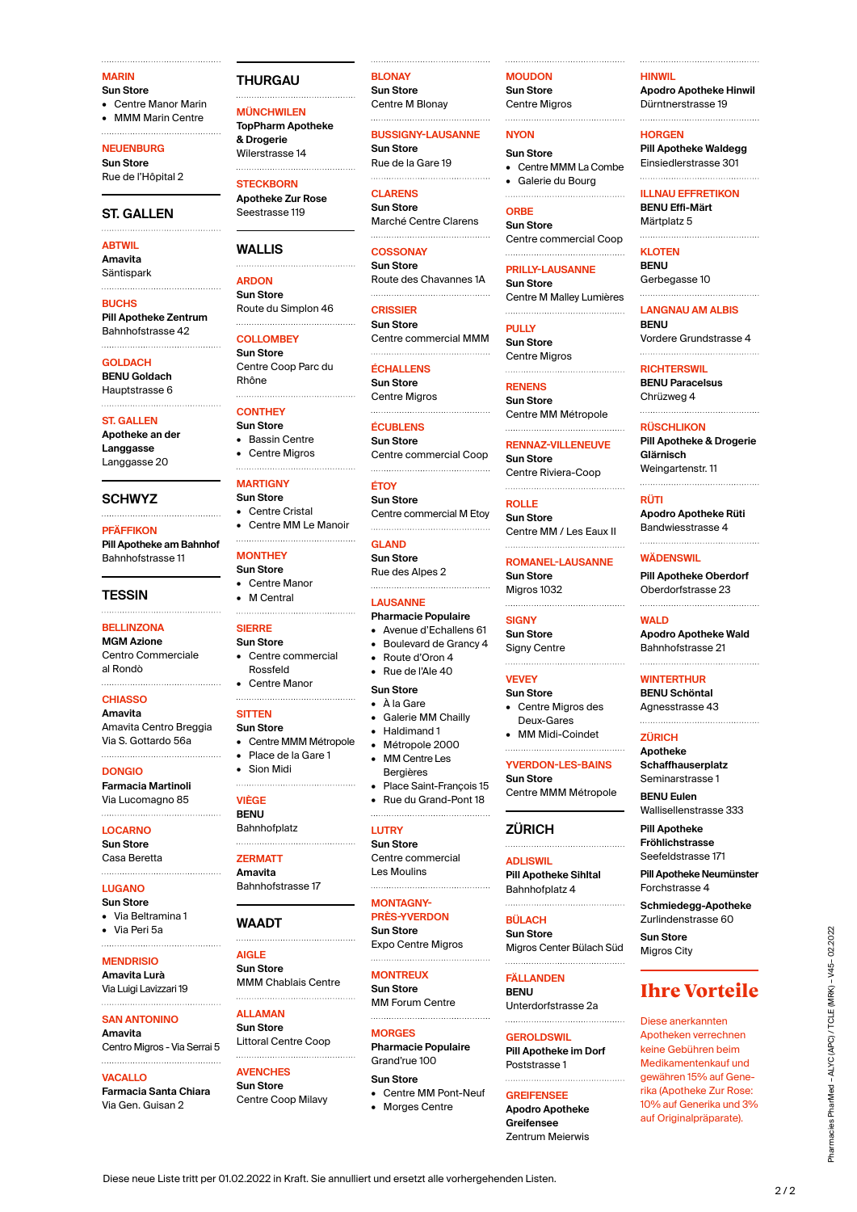### MARIN
**Sun Store**
- Centre Manor Marin
- MMM Marin Centre

### NEUENBURG
**Sun Store**
Rue de l'Hôpital 2

## ST. GALLEN

### ABTWIL
**Amavita**
Säntispark

### BUCHS
**Pill Apotheke Zentrum**
Bahnhofstrasse 42

### GOLDACH
**BENU Goldach**
Hauptstrasse 6

### ST. GALLEN
**Apotheke an der Langgasse**
Langgasse 20

## SCHWYZ

### PFÄFFIKON
**Pill Apotheke am Bahnhof**
Bahnhofstrasse 11

## TESSIN

### BELLINZONA
**MGM Azione**
Centro Commerciale al Rondò

### CHIASSO
**Amavita**
Amavita Centro Breggia
Via S. Gottardo 56a

### DONGIO
**Farmacia Martinoli**
Via Lucomagno 85

### LOCARNO
**Sun Store**
Casa Beretta

### LUGANO
**Sun Store**
- Via Beltramina 1
- Via Peri 5a

### MENDRISIO
**Amavita Lurà**
Via Luigi Lavizzari 19

### SAN ANTONINO
**Amavita**
Centro Migros - Via Serrai 5

### VACALLO
**Farmacia Santa Chiara**
Via Gen. Guisan 2

## THURGAU

### MÜNCHWILEN
**TopPharm Apotheke & Drogerie**
Wilerstrasse 14

### STECKBORN
**Apotheke Zur Rose**
Seestrasse 119

## WALLIS

### ARDON
**Sun Store**
Route du Simplon 46

### COLLOMBEY
**Sun Store**
Centre Coop Parc du Rhône

### CONTHEY
**Sun Store**
- Bassin Centre
- Centre Migros

### MARTIGNY
**Sun Store**
- Centre Cristal
- Centre MM Le Manoir

### MONTHEY
**Sun Store**
- Centre Manor
- M Central

### SIERRE
**Sun Store**
- Centre commercial Rossfeld
- Centre Manor

### SITTEN
**Sun Store**
- Centre MMM Métropole
- Place de la Gare 1
- Sion Midi

### VIÈGE
**BENU**
Bahnhofplatz

### ZERMATT
**Amavita**
Bahnhofstrasse 17

## WAADT

### AIGLE
**Sun Store**
MMM Chablais Centre

### ALLAMAN
**Sun Store**
Littoral Centre Coop

### AVENCHES
**Sun Store**
Centre Coop Milavy

### BLONAY
**Sun Store**
Centre M Blonay

### BUSSIGNY-LAUSANNE
**Sun Store**
Rue de la Gare 19

### CLARENS
**Sun Store**
Marché Centre Clarens

### COSSONAY
**Sun Store**
Route des Chavannes 1A

### CRISSIER
**Sun Store**
Centre commercial MMM

### ÉCHALLENS
**Sun Store**
Centre Migros

### ÉCUBLENS
**Sun Store**
Centre commercial Coop

### ÉTOY
**Sun Store**
Centre commercial M Etoy

### GLAND
**Sun Store**
Rue des Alpes 2

### LAUSANNE
**Pharmacie Populaire**
- Avenue d'Echallens 61
- Boulevard de Grancy 4
- Route d'Oron 4
- Rue de l'Ale 40

**Sun Store**
- À la Gare
- Galerie MM Chailly
- Haldimand 1
- Métropole 2000
- MM Centre Les Bergières
- Place Saint-François 15
- Rue du Grand-Pont 18

### LUTRY
**Sun Store**
Centre commercial Les Moulins

### MONTAGNY-PRÈS-YVERDON
**Sun Store**
Expo Centre Migros

### MONTREUX
**Sun Store**
MM Forum Centre

### MORGES
**Pharmacie Populaire**
Grand'rue 100

**Sun Store**
- Centre MM Pont-Neuf
- Morges Centre

### MOUDON
**Sun Store**
Centre Migros

### NYON
**Sun Store**
- Centre MMM La Combe
- Galerie du Bourg

### ORBE
**Sun Store**
Centre commercial Coop

### PRILLY-LAUSANNE
**Sun Store**
Centre M Malley Lumières

### PULLY
**Sun Store**
Centre Migros

### RENENS
**Sun Store**
Centre MM Métropole

### RENNAZ-VILLENEUVE
**Sun Store**
Centre Riviera-Coop

### ROLLE
**Sun Store**
Centre MM / Les Eaux II

### ROMANEL-LAUSANNE
**Sun Store**
Migros 1032

### SIGNY
**Sun Store**
Signy Centre

### VEVEY
**Sun Store**
- Centre Migros des Deux-Gares
- MM Midi-Coindet

### YVERDON-LES-BAINS
**Sun Store**
Centre MMM Métropole

## ZÜRICH

### ADLISWIL
**Pill Apotheke Sihltal**
Bahnhofplatz 4

### BÜLACH
**Sun Store**
Migros Center Bülach Süd

### FÄLLANDEN
**BENU**
Unterdorfstrasse 2a

### GEROLDSWIL
**Pill Apotheke im Dorf**
Poststrasse 1

### GREIFENSEE
**Apodro Apotheke Greifensee**
Zentrum Meierwis

### HINWIL
**Apodro Apotheke Hinwil**
Dürntnerstrasse 19

### HORGEN
**Pill Apotheke Waldegg**
Einsiedlerstrasse 301

### ILLNAU EFFRETIKON
**BENU Effi-Märt**
Märtplatz 5

### KLOTEN
**BENU**
Gerbegasse 10

### LANGNAU AM ALBIS
**BENU**
Vordere Grundstrasse 4

### RICHTERSWIL
**BENU Paracelsus**
Chrüzweg 4

### RÜSCHLIKON
**Pill Apotheke & Drogerie Glärnisch**
Weingartenstr. 11

### RÜTI
**Apodro Apotheke Rüti**
Bandwiesstrasse 4

### WÄDENSWIL
**Pill Apotheke Oberdorf**
Oberdorfstrasse 23

### WALD
**Apodro Apotheke Wald**
Bahnhofstrasse 21

### WINTERTHUR
**BENU Schöntal**
Agnesstrasse 43

### ZÜRICH
**Apotheke Schaffhauserplatz**
Seminarstrasse 1

**BENU Eulen**
Wallisellenstrasse 333

**Pill Apotheke Fröhlichstrasse**
Seefeldstrasse 171

**Pill Apotheke Neumünster**
Forchstrasse 4

**Schmiedegg-Apotheke**
Zurlindenstrasse 60

**Sun Store**
Migros City

## Ihre Vorteile

Diese anerkannten Apotheken verrechnen keine Gebühren beim Medikamentenkauf und gewähren 15% auf Generika (Apotheke Zur Rose: 10% auf Generika und 3% auf Originalpräparate).

Diese neue Liste tritt per 01.02.2022 in Kraft. Sie annulliert und ersetzt alle vorhergehenden Listen.

Pharmacies PharMed – ALYC (APC) / TCLE (MRK) – V45– 02.2022